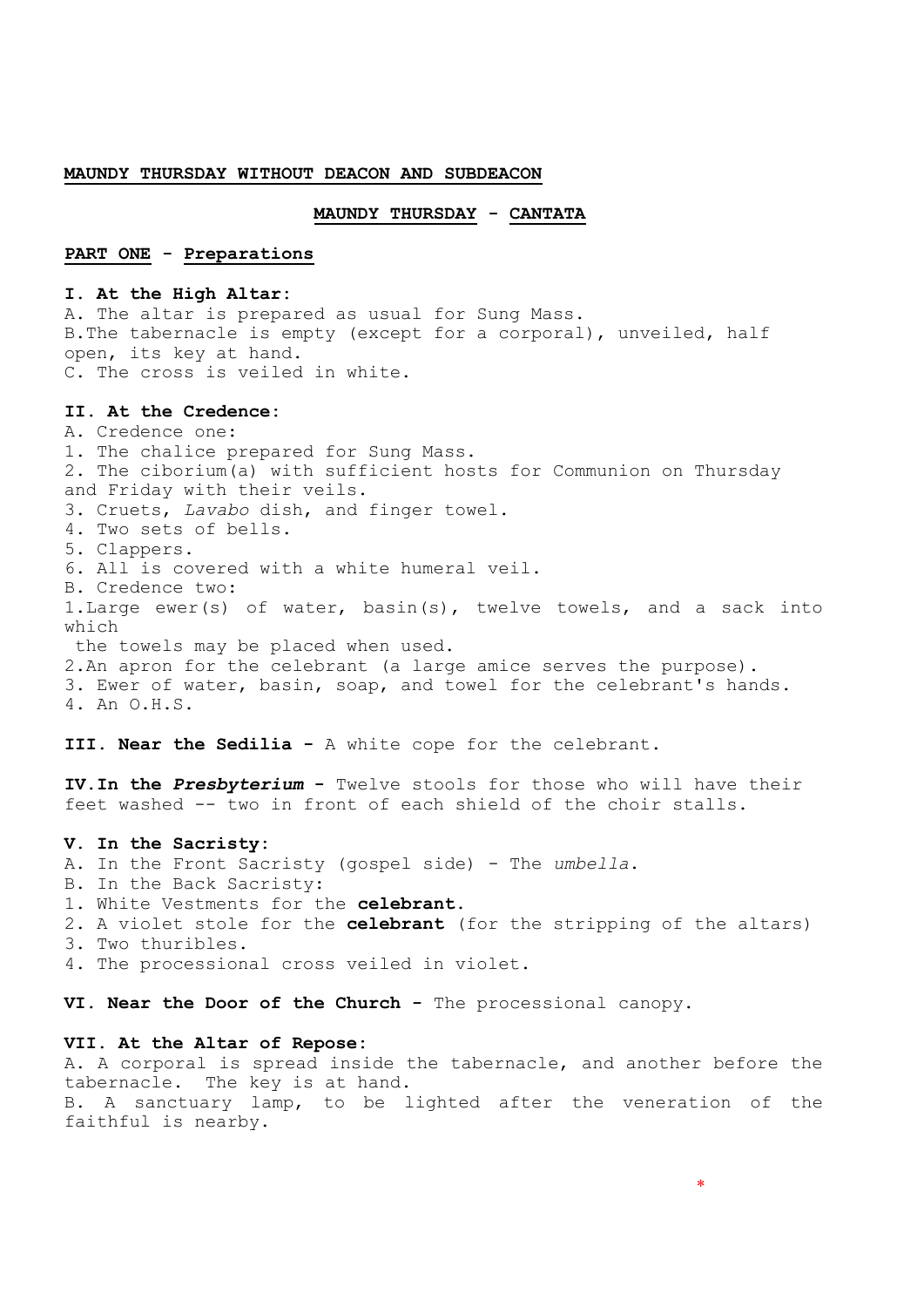**MAUNDY THURSDAY WITHOUT DEACON AND SUBDEACON**

**MAUNDY THURSDAY - CANTATA**

## PART ONE - Preparations

### I. At the High Altar:

A. The altar is prepared as usual for Sung Mass.
B. The tabernacle is empty (except for a corporal), unveiled, half open, its key at hand.
C. The cross is veiled in white.

### II. At the Credence:

A. Credence one:
1. The chalice prepared for Sung Mass.
2. The ciborium(a) with sufficient hosts for Communion on Thursday and Friday with their veils.
3. Cruets, *Lavabo* dish, and finger towel.
4. Two sets of bells.
5. Clappers.
6. All is covered with a white humeral veil.

B. Credence two:
1. Large ewer(s) of water, basin(s), twelve towels, and a sack into which the towels may be placed when used.
2. An apron for the celebrant (a large amice serves the purpose).
3. Ewer of water, basin, soap, and towel for the celebrant's hands.
4. An O.H.S.

**III. Near the Sedilia -** A white cope for the celebrant.

**IV. In the *Presbyterium* -** Twelve stools for those who will have their feet washed -- two in front of each shield of the choir stalls.

### V. In the Sacristy:

A. In the Front Sacristy (gospel side) - The *umbella*.
B. In the Back Sacristy:
1. White Vestments for the **celebrant**.
2. A violet stole for the **celebrant** (for the stripping of the altars)
3. Two thuribles.
4. The processional cross veiled in violet.

**VI. Near the Door of the Church -** The processional canopy.

### VII. At the Altar of Repose:

A. A corporal is spread inside the tabernacle, and another before the tabernacle. The key is at hand.
B. A sanctuary lamp, to be lighted after the veneration of the faithful is nearby.

*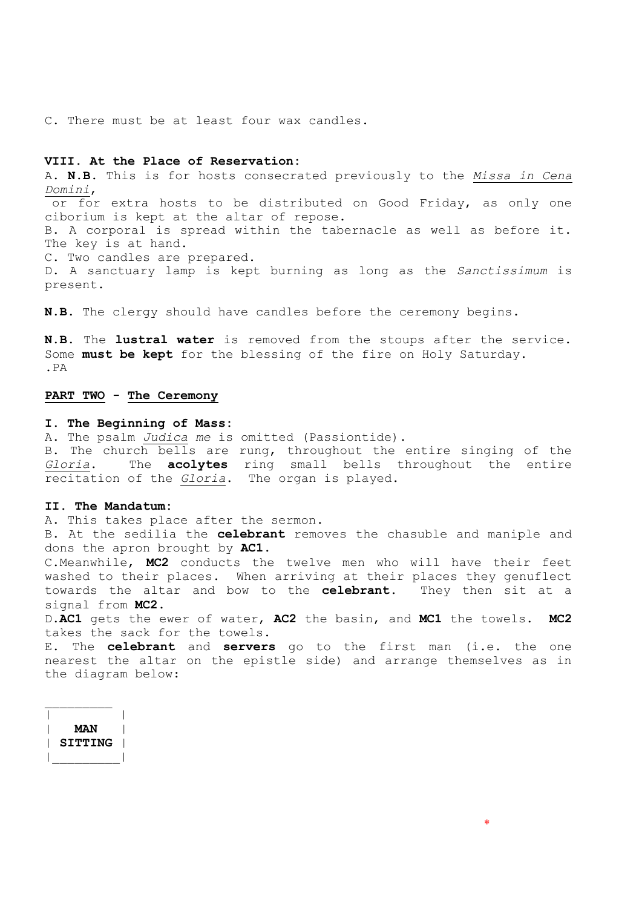C. There must be at least four wax candles.

**VIII. At the Place of Reservation:**

A. **N.B.** This is for hosts consecrated previously to the *Missa in Cena Domini*, or for extra hosts to be distributed on Good Friday, as only one ciborium is kept at the altar of repose.
B. A corporal is spread within the tabernacle as well as before it. The key is at hand.
C. Two candles are prepared.
D. A sanctuary lamp is kept burning as long as the *Sanctissimum* is present.

**N.B.** The clergy should have candles before the ceremony begins.

**N.B.** The **lustral water** is removed from the stoups after the service. Some **must be kept** for the blessing of the fire on Holy Saturday.
.PA

## PART TWO - The Ceremony

**I. The Beginning of Mass:**

A. The psalm *Judica me* is omitted (Passiontide).
B. The church bells are rung, throughout the entire singing of the *Gloria*. The **acolytes** ring small bells throughout the entire recitation of the *Gloria*. The organ is played.

**II. The Mandatum:**

A. This takes place after the sermon.
B. At the sedilia the **celebrant** removes the chasuble and maniple and dons the apron brought by **AC1**.
C. Meanwhile, **MC2** conducts the twelve men who will have their feet washed to their places. When arriving at their places they genuflect towards the altar and bow to the **celebrant**. They then sit at a signal from **MC2**.
D. **AC1** gets the ewer of water, **AC2** the basin, and **MC1** the towels. **MC2** takes the sack for the towels.
E. The **celebrant** and **servers** go to the first man (i.e. the one nearest the altar on the epistle side) and arrange themselves as in the diagram below:

```
 _________
|         |
|   MAN   |
| SITTING |
|_________|
```

*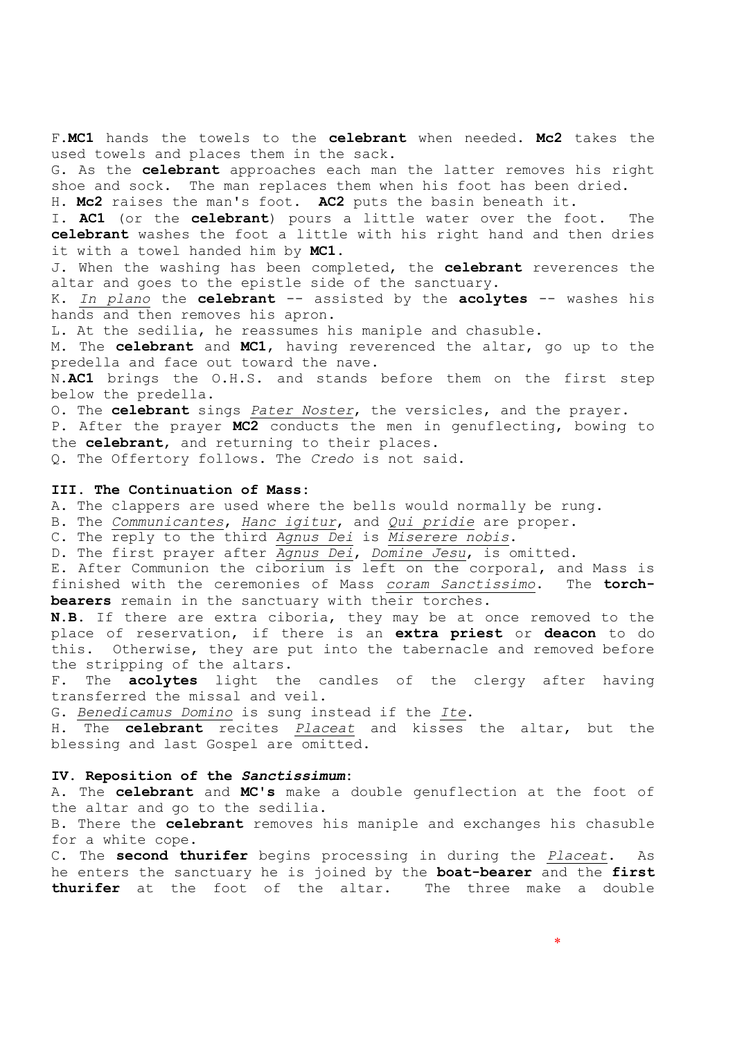F.**MC1** hands the towels to the **celebrant** when needed. **Mc2** takes the used towels and places them in the sack.
G. As the **celebrant** approaches each man the latter removes his right shoe and sock. The man replaces them when his foot has been dried.
H. **Mc2** raises the man's foot. **AC2** puts the basin beneath it.
I. **AC1** (or the **celebrant**) pours a little water over the foot. The **celebrant** washes the foot a little with his right hand and then dries it with a towel handed him by **MC1**.
J. When the washing has been completed, the **celebrant** reverences the altar and goes to the epistle side of the sanctuary.
K. *In plano* the **celebrant** -- assisted by the **acolytes** -- washes his hands and then removes his apron.
L. At the sedilia, he reassumes his maniple and chasuble.
M. The **celebrant** and **MC1**, having reverenced the altar, go up to the predella and face out toward the nave.
N.**AC1** brings the O.H.S. and stands before them on the first step below the predella.
O. The **celebrant** sings *Pater Noster*, the versicles, and the prayer.
P. After the prayer **MC2** conducts the men in genuflecting, bowing to the **celebrant**, and returning to their places.
Q. The Offertory follows. The *Credo* is not said.

**III. The Continuation of Mass:**
A. The clappers are used where the bells would normally be rung.
B. The *Communicantes*, *Hanc igitur*, and *Qui pridie* are proper.
C. The reply to the third *Agnus Dei* is *Miserere nobis*.
D. The first prayer after *Agnus Dei*, *Domine Jesu*, is omitted.
E. After Communion the ciborium is left on the corporal, and Mass is finished with the ceremonies of Mass *coram Sanctissimo*. The **torch-bearers** remain in the sanctuary with their torches.
**N.B.** If there are extra ciboria, they may be at once removed to the place of reservation, if there is an **extra priest** or **deacon** to do this. Otherwise, they are put into the tabernacle and removed before the stripping of the altars.
F. The **acolytes** light the candles of the clergy after having transferred the missal and veil.
G. *Benedicamus Domino* is sung instead if the *Ite*.
H. The **celebrant** recites *Placeat* and kisses the altar, but the blessing and last Gospel are omitted.

**IV. Reposition of the *Sanctissimum*:**
A. The **celebrant** and **MC's** make a double genuflection at the foot of the altar and go to the sedilia.
B. There the **celebrant** removes his maniple and exchanges his chasuble for a white cope.
C. The **second thurifer** begins processing in during the *Placeat*. As he enters the sanctuary he is joined by the **boat-bearer** and the **first thurifer** at the foot of the altar. The three make a double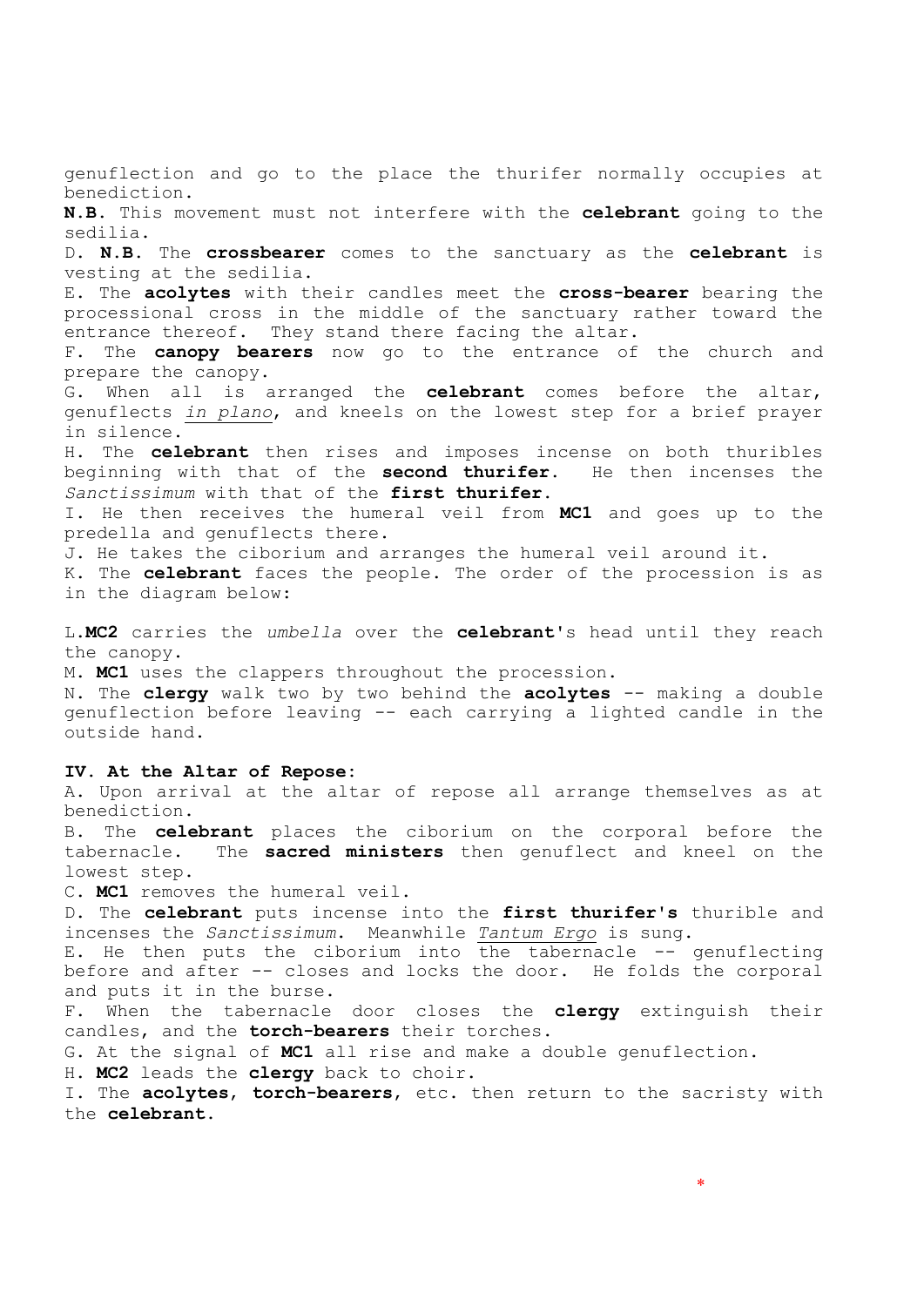genuflection and go to the place the thurifer normally occupies at benediction.

**N.B.** This movement must not interfere with the **celebrant** going to the sedilia.

D. **N.B.** The **crossbearer** comes to the sanctuary as the **celebrant** is vesting at the sedilia.

E. The **acolytes** with their candles meet the **cross-bearer** bearing the processional cross in the middle of the sanctuary rather toward the entrance thereof. They stand there facing the altar.

F. The **canopy bearers** now go to the entrance of the church and prepare the canopy.

G. When all is arranged the **celebrant** comes before the altar, genuflects *in plano*, and kneels on the lowest step for a brief prayer in silence.

H. The **celebrant** then rises and imposes incense on both thuribles beginning with that of the **second thurifer**. He then incenses the *Sanctissimum* with that of the **first thurifer**.

I. He then receives the humeral veil from **MC1** and goes up to the predella and genuflects there.

J. He takes the ciborium and arranges the humeral veil around it.

K. The **celebrant** faces the people. The order of the procession is as in the diagram below:

L. **MC2** carries the *umbella* over the **celebrant**'s head until they reach the canopy.

M. **MC1** uses the clappers throughout the procession.

N. The **clergy** walk two by two behind the **acolytes** -- making a double genuflection before leaving -- each carrying a lighted candle in the outside hand.

**IV. At the Altar of Repose:**

A. Upon arrival at the altar of repose all arrange themselves as at benediction.

B. The **celebrant** places the ciborium on the corporal before the tabernacle. The **sacred ministers** then genuflect and kneel on the lowest step.

C. **MC1** removes the humeral veil.

D. The **celebrant** puts incense into the **first thurifer's** thurible and incenses the *Sanctissimum*. Meanwhile *Tantum Ergo* is sung.

E. He then puts the ciborium into the tabernacle -- genuflecting before and after -- closes and locks the door. He folds the corporal and puts it in the burse.

F. When the tabernacle door closes the **clergy** extinguish their candles, and the **torch-bearers** their torches.

G. At the signal of **MC1** all rise and make a double genuflection.

H. **MC2** leads the **clergy** back to choir.

I. The **acolytes**, **torch-bearers**, etc. then return to the sacristy with the **celebrant**.

*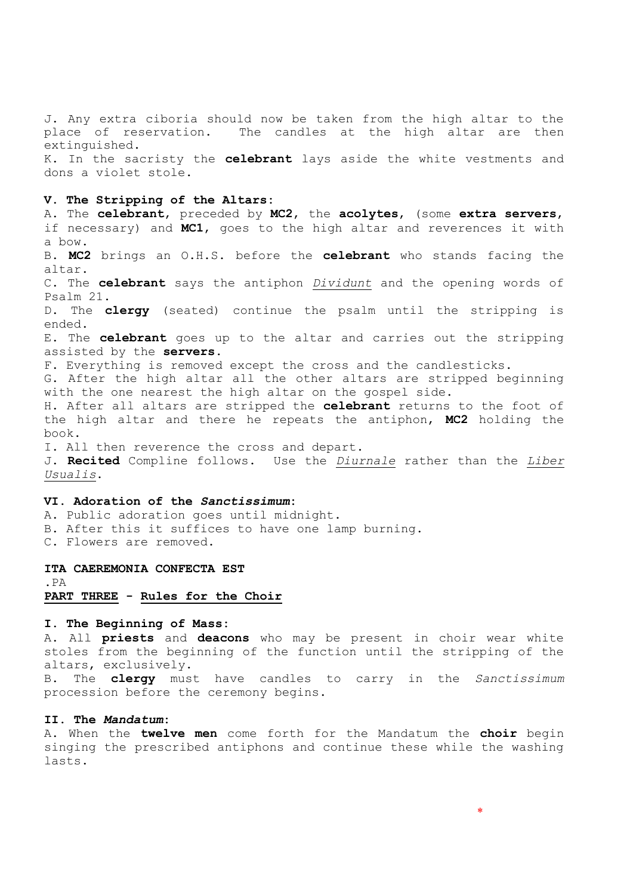J. Any extra ciboria should now be taken from the high altar to the place of reservation. The candles at the high altar are then extinguished.
K. In the sacristy the **celebrant** lays aside the white vestments and dons a violet stole.

**V. The Stripping of the Altars:**
A. The **celebrant**, preceded by **MC2**, the **acolytes**, (some **extra servers**, if necessary) and **MC1**, goes to the high altar and reverences it with a bow.
B. **MC2** brings an O.H.S. before the **celebrant** who stands facing the altar.
C. The **celebrant** says the antiphon *Dividunt* and the opening words of Psalm 21.
D. The **clergy** (seated) continue the psalm until the stripping is ended.
E. The **celebrant** goes up to the altar and carries out the stripping assisted by the **servers**.
F. Everything is removed except the cross and the candlesticks.
G. After the high altar all the other altars are stripped beginning with the one nearest the high altar on the gospel side.
H. After all altars are stripped the **celebrant** returns to the foot of the high altar and there he repeats the antiphon, **MC2** holding the book.
I. All then reverence the cross and depart.
J. **Recited** Compline follows. Use the *Diurnale* rather than the *Liber Usualis*.

**VI. Adoration of the *Sanctissimum*:**
A. Public adoration goes until midnight.
B. After this it suffices to have one lamp burning.
C. Flowers are removed.

**ITA CAEREMONIA CONFECTA EST**
.PA
**PART THREE - Rules for the Choir**

**I. The Beginning of Mass:**
A. All **priests** and **deacons** who may be present in choir wear white stoles from the beginning of the function until the stripping of the altars, exclusively.
B. The **clergy** must have candles to carry in the *Sanctissimum* procession before the ceremony begins.

**II. The *Mandatum*:**
A. When the **twelve men** come forth for the Mandatum the **choir** begin singing the prescribed antiphons and continue these while the washing lasts.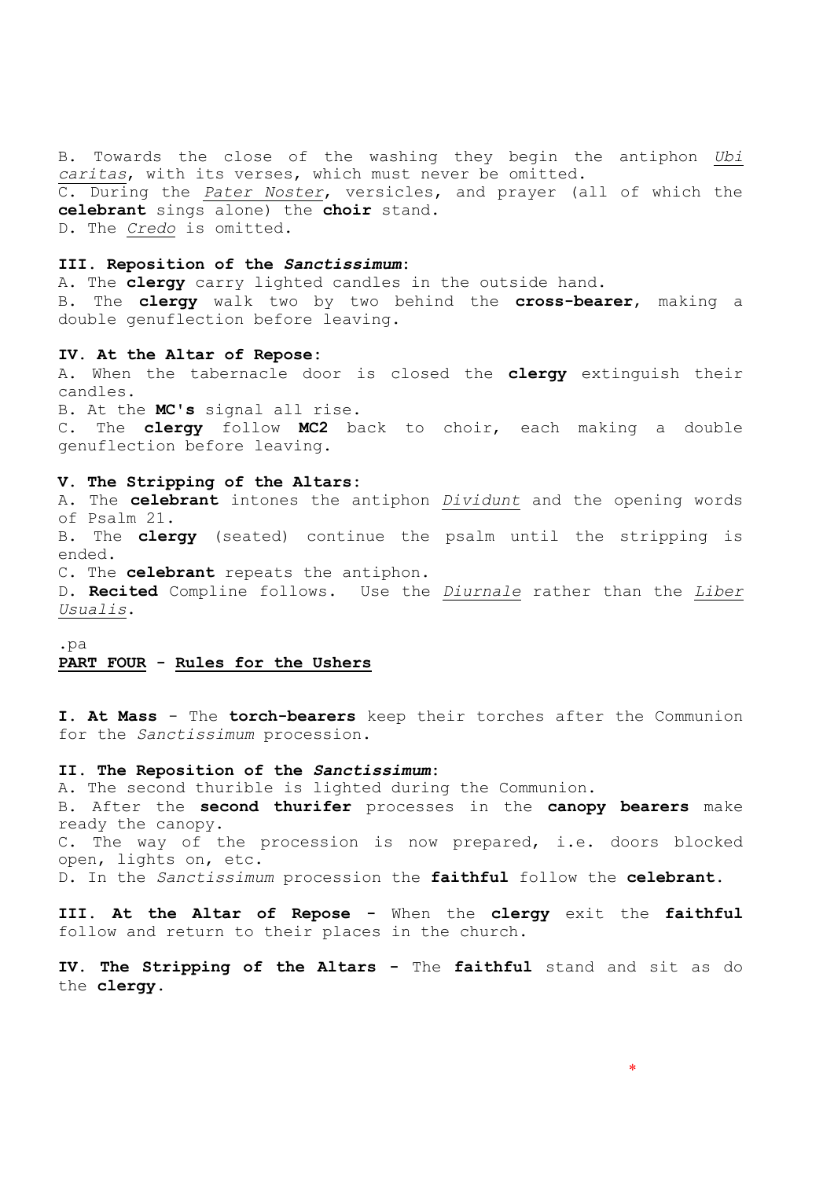B. Towards the close of the washing they begin the antiphon _Ubi caritas_, with its verses, which must never be omitted.
C. During the _Pater Noster_, versicles, and prayer (all of which the **celebrant** sings alone) the **choir** stand.
D. The _Credo_ is omitted.

**III. Reposition of the *Sanctissimum*:**
A. The **clergy** carry lighted candles in the outside hand.
B. The **clergy** walk two by two behind the **cross-bearer**, making a double genuflection before leaving.

**IV. At the Altar of Repose:**
A. When the tabernacle door is closed the **clergy** extinguish their candles.
B. At the **MC's** signal all rise.
C. The **clergy** follow **MC2** back to choir, each making a double genuflection before leaving.

**V. The Stripping of the Altars:**
A. The **celebrant** intones the antiphon _Dividunt_ and the opening words of Psalm 21.
B. The **clergy** (seated) continue the psalm until the stripping is ended.
C. The **celebrant** repeats the antiphon.
D. **Recited** Compline follows. Use the _Diurnale_ rather than the _Liber Usualis_.

.pa

## PART FOUR - Rules for the Ushers

**I. At Mass** - The **torch-bearers** keep their torches after the Communion for the *Sanctissimum* procession.

**II. The Reposition of the *Sanctissimum*:**
A. The second thurible is lighted during the Communion.
B. After the **second thurifer** processes in the **canopy bearers** make ready the canopy.
C. The way of the procession is now prepared, i.e. doors blocked open, lights on, etc.
D. In the *Sanctissimum* procession the **faithful** follow the **celebrant**.

**III. At the Altar of Repose** - When the **clergy** exit the **faithful** follow and return to their places in the church.

**IV. The Stripping of the Altars** - The **faithful** stand and sit as do the **clergy**.

*